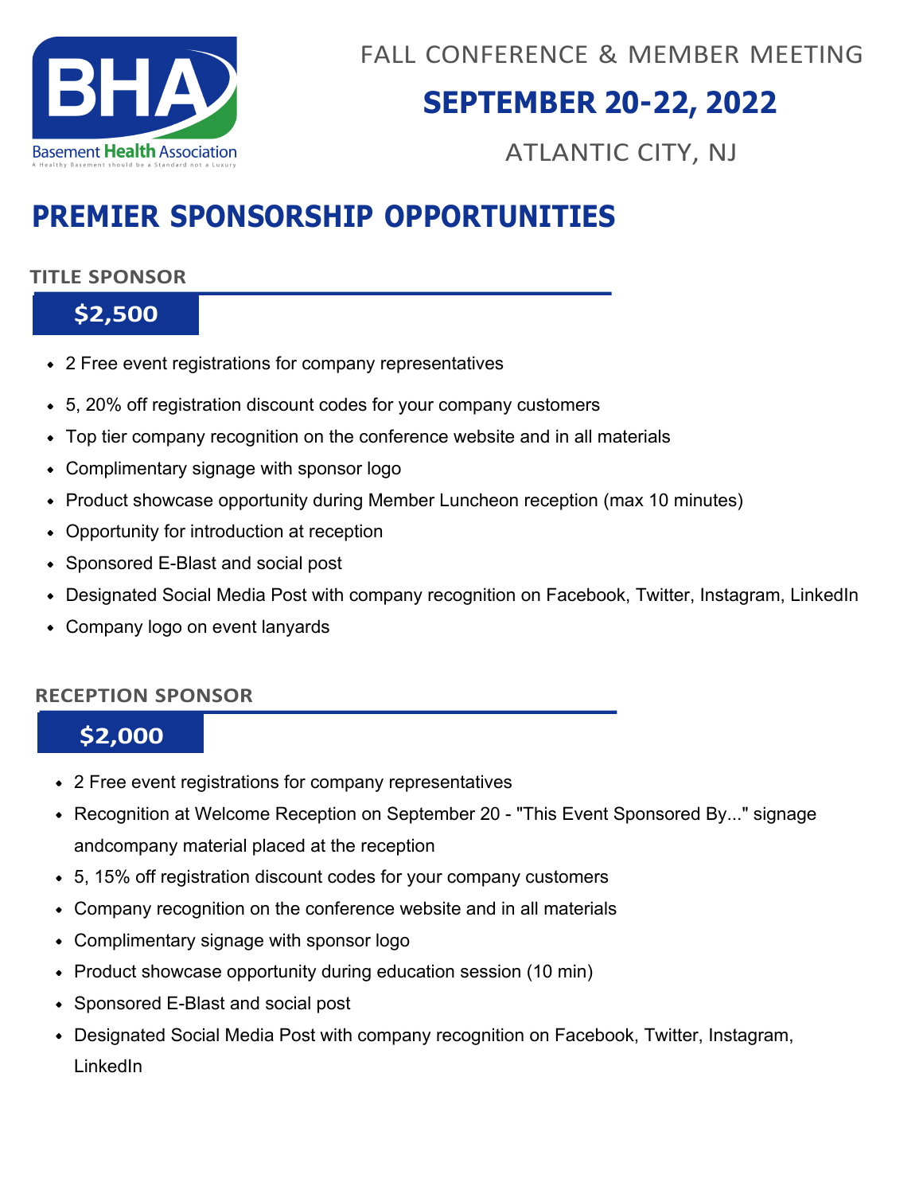Basement Health Association

A Healthy Basement should be a Standard not a Luxury

FALL CONFERENCE & MEMBER MEETING

**SEPTEMBER 20-22, 2022**

ATLANTIC CITY, NJ

# PREMIER SPONSORSHIP OPPORTUNITIES

## TITLE SPONSOR

**$2,500**

- 2 Free event registrations for company representatives
- 5, 20% off registration discount codes for your company customers
- Top tier company recognition on the conference website and in all materials
- Complimentary signage with sponsor logo
- Product showcase opportunity during Member Luncheon reception (max 10 minutes)
- Opportunity for introduction at reception
- Sponsored E-Blast and social post
- Designated Social Media Post with company recognition on Facebook, Twitter, Instagram, LinkedIn
- Company logo on event lanyards

## RECEPTION SPONSOR

**$2,000**

- 2 Free event registrations for company representatives
- Recognition at Welcome Reception on September 20 - "This Event Sponsored By..." signage andcompany material placed at the reception
- 5, 15% off registration discount codes for your company customers
- Company recognition on the conference website and in all materials
- Complimentary signage with sponsor logo
- Product showcase opportunity during education session (10 min)
- Sponsored E-Blast and social post
- Designated Social Media Post with company recognition on Facebook, Twitter, Instagram, LinkedIn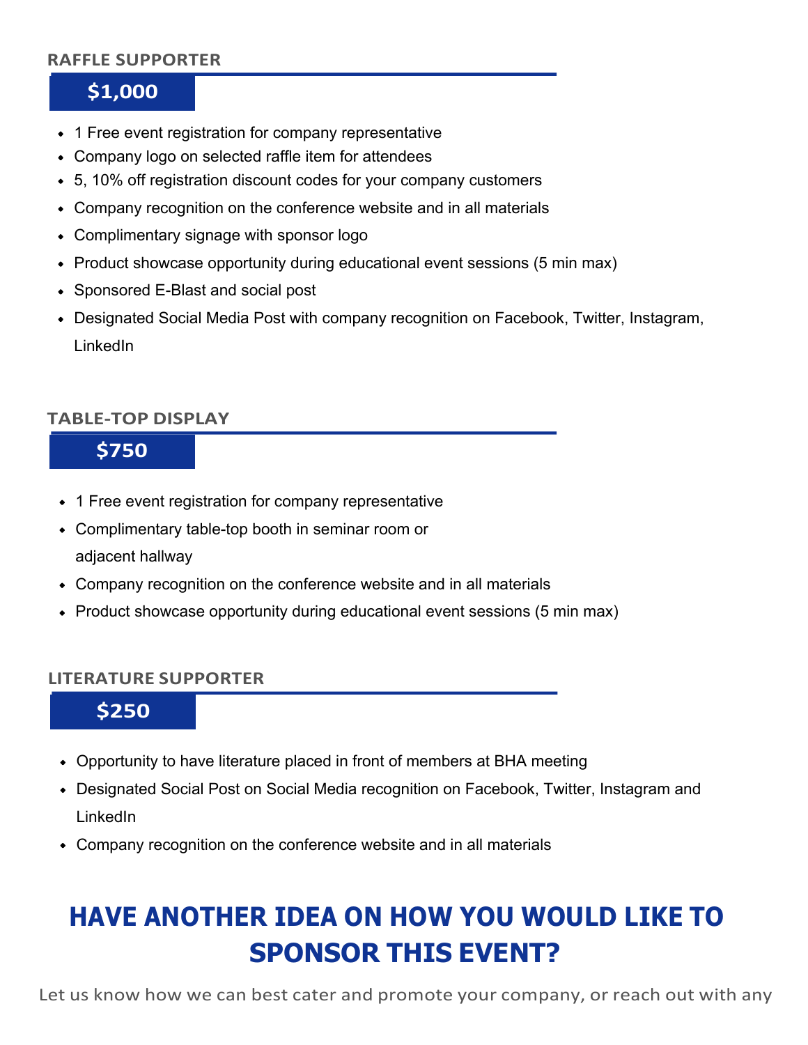## RAFFLE SUPPORTER

**$1,000**

- 1 Free event registration for company representative
- Company logo on selected raffle item for attendees
- 5, 10% off registration discount codes for your company customers
- Company recognition on the conference website and in all materials
- Complimentary signage with sponsor logo
- Product showcase opportunity during educational event sessions (5 min max)
- Sponsored E-Blast and social post
- Designated Social Media Post with company recognition on Facebook, Twitter, Instagram, LinkedIn

## TABLE-TOP DISPLAY

**$750**

- 1 Free event registration for company representative
- Complimentary table-top booth in seminar room or adjacent hallway
- Company recognition on the conference website and in all materials
- Product showcase opportunity during educational event sessions (5 min max)

## LITERATURE SUPPORTER

**$250**

- Opportunity to have literature placed in front of members at BHA meeting
- Designated Social Post on Social Media recognition on Facebook, Twitter, Instagram and LinkedIn
- Company recognition on the conference website and in all materials

# HAVE ANOTHER IDEA ON HOW YOU WOULD LIKE TO SPONSOR THIS EVENT?

Let us know how we can best cater and promote your company, or reach out with any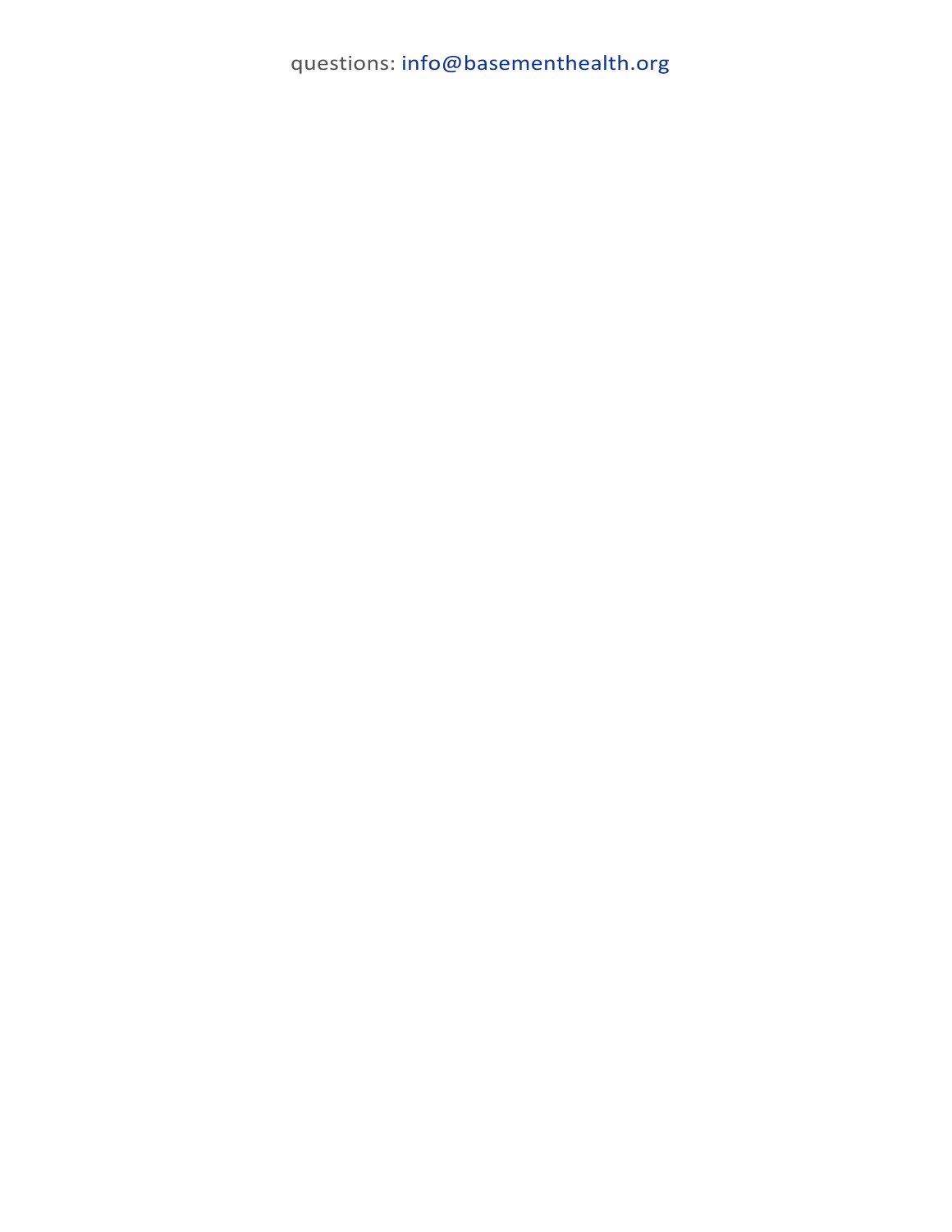questions: info@basementhealth.org